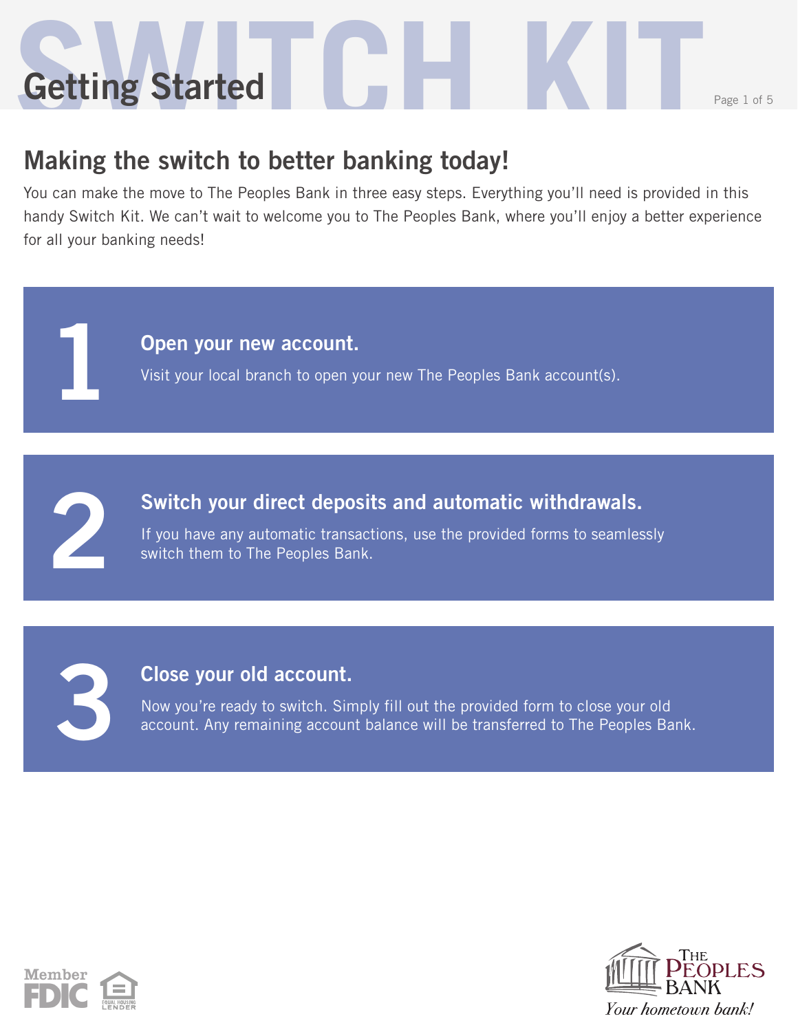# SWITCH KIT

# Getting Started

## Making the switch to better banking today!

You can make the move to The Peoples Bank in three easy steps. Everything you'll need is provided in this handy Switch Kit. We can't wait to welcome you to The Peoples Bank, where you'll enjoy a better experience for all your banking needs!

### 1 Open your new account.

Visit your local branch to open your new The Peoples Bank account(s).

### 2 Switch your direct deposits and automatic withdrawals.

If you have any automatic transactions, use the provided forms to seamlessly switch them to The Peoples Bank.

### 3 Close your old account.

Now you're ready to switch. Simply fill out the provided form to close your old account. Any remaining account balance will be transferred to The Peoples Bank.

Member FDIC

EQUAL HOUSING LENDER

The Peoples Bank

*Your hometown bank!*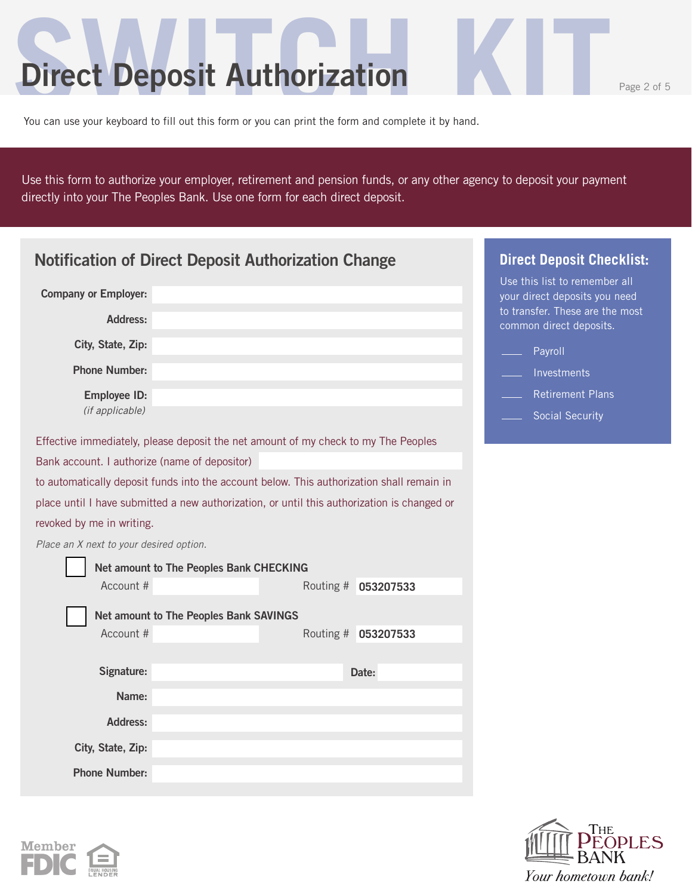# Direct Deposit Authorization

You can use your keyboard to fill out this form or you can print the form and complete it by hand.

Use this form to authorize your employer, retirement and pension funds, or any other agency to deposit your payment directly into your The Peoples Bank. Use one form for each direct deposit.

## Notification of Direct Deposit Authorization Change

**Company or Employer:** ____________________

**Address:** ____________________

**City, State, Zip:** ____________________

**Phone Number:** ____________________

**Employee ID:** ____________________
*(if applicable)*

Effective immediately, please deposit the net amount of my check to my The Peoples Bank account. I authorize (name of depositor) ____________________ to automatically deposit funds into the account below. This authorization shall remain in place until I have submitted a new authorization, or until this authorization is changed or revoked by me in writing.

*Place an X next to your desired option.*

☐ **Net amount to The Peoples Bank CHECKING**
Account # ____________ Routing # **053207533**

☐ **Net amount to The Peoples Bank SAVINGS**
Account # ____________ Routing # **053207533**

**Signature:** ____________________ **Date:** __________

**Name:** ____________________

**Address:** ____________________

**City, State, Zip:** ____________________

**Phone Number:** ____________________

## Direct Deposit Checklist:

Use this list to remember all your direct deposits you need to transfer. These are the most common direct deposits.

- ____ Payroll
- ____ Investments
- ____ Retirement Plans
- ____ Social Security

Member FDIC

Equal Housing Lender

The Peoples Bank
*Your hometown bank!*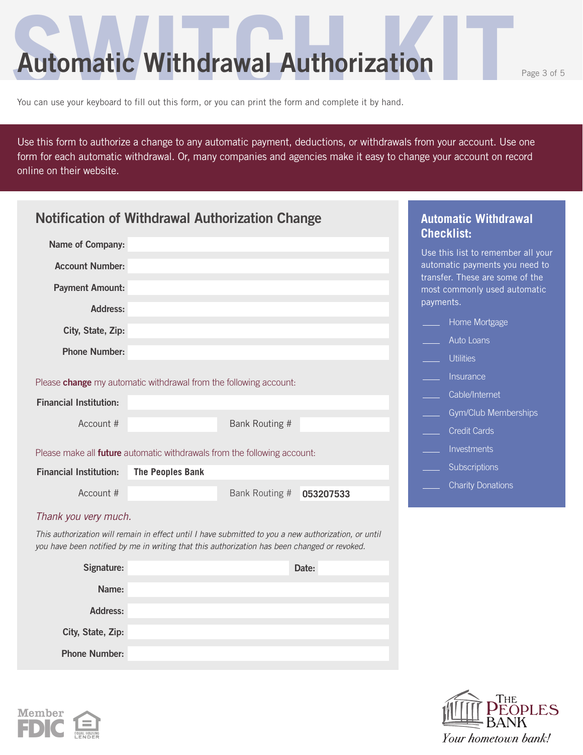# Automatic Withdrawal Authorization

You can use your keyboard to fill out this form, or you can print the form and complete it by hand.

Use this form to authorize a change to any automatic payment, deductions, or withdrawals from your account. Use one form for each automatic withdrawal. Or, many companies and agencies make it easy to change your account on record online on their website.

## Notification of Withdrawal Authorization Change

**Name of Company:**

**Account Number:**

**Payment Amount:**

**Address:**

**City, State, Zip:**

**Phone Number:**

Please **change** my automatic withdrawal from the following account:

**Financial Institution:**

Account # | Bank Routing #

Please make all **future** automatic withdrawals from the following account:

**Financial Institution:** **The Peoples Bank**

Account # | Bank Routing # **053207533**

*Thank you very much.*

*This authorization will remain in effect until I have submitted to you a new authorization, or until you have been notified by me in writing that this authorization has been changed or revoked.*

**Signature:** | **Date:**

**Name:**

**Address:**

**City, State, Zip:**

**Phone Number:**

## Automatic Withdrawal Checklist:

Use this list to remember all your automatic payments you need to transfer. These are some of the most commonly used automatic payments.

- ____ Home Mortgage
- ____ Auto Loans
- ____ Utilities
- ____ Insurance
- ____ Cable/Internet
- ____ Gym/Club Memberships
- ____ Credit Cards
- ____ Investments
- ____ Subscriptions
- ____ Charity Donations

Member FDIC | Equal Housing Lender

The Peoples Bank
*Your hometown bank!*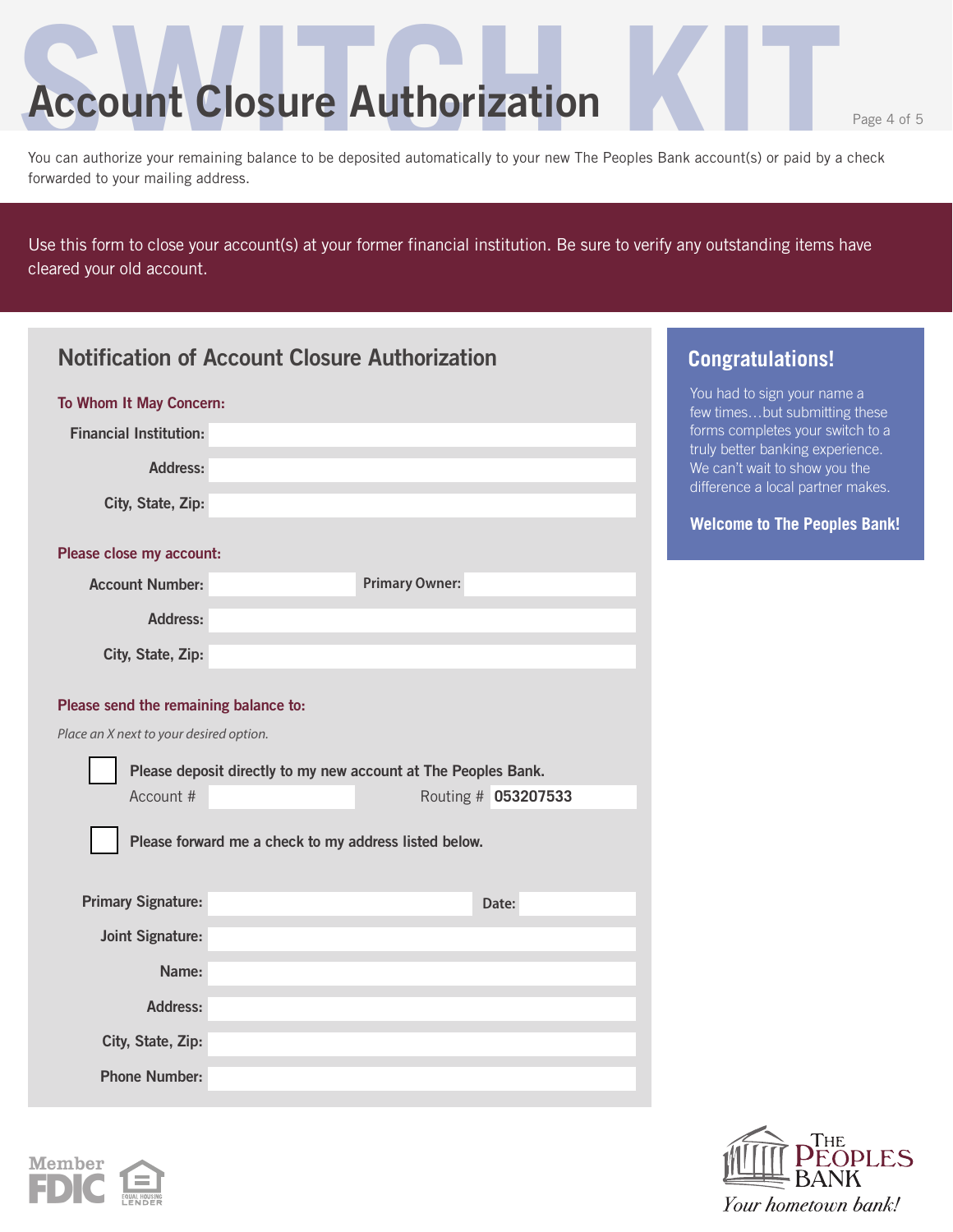# SWITCH KIT

# Account Closure Authorization

You can authorize your remaining balance to be deposited automatically to your new The Peoples Bank account(s) or paid by a check forwarded to your mailing address.

Use this form to close your account(s) at your former financial institution. Be sure to verify any outstanding items have cleared your old account.

## Notification of Account Closure Authorization

**To Whom It May Concern:**

**Financial Institution:** ______________________

**Address:** ______________________

**City, State, Zip:** ______________________

**Please close my account:**

**Account Number:** ____________ **Primary Owner:** ____________

**Address:** ______________________

**City, State, Zip:** ______________________

**Please send the remaining balance to:**

*Place an X next to your desired option.*

☐ **Please deposit directly to my new account at The Peoples Bank.**

Account # ____________ Routing # **053207533**

☐ **Please forward me a check to my address listed below.**

**Primary Signature:** ______________________ **Date:** ____________

**Joint Signature:** ______________________

**Name:** ______________________

**Address:** ______________________

**City, State, Zip:** ______________________

**Phone Number:** ______________________

## Congratulations!

You had to sign your name a few times…but submitting these forms completes your switch to a truly better banking experience. We can't wait to show you the difference a local partner makes.

**Welcome to The Peoples Bank!**

Member FDIC

Equal Housing Lender

The Peoples Bank

*Your hometown bank!*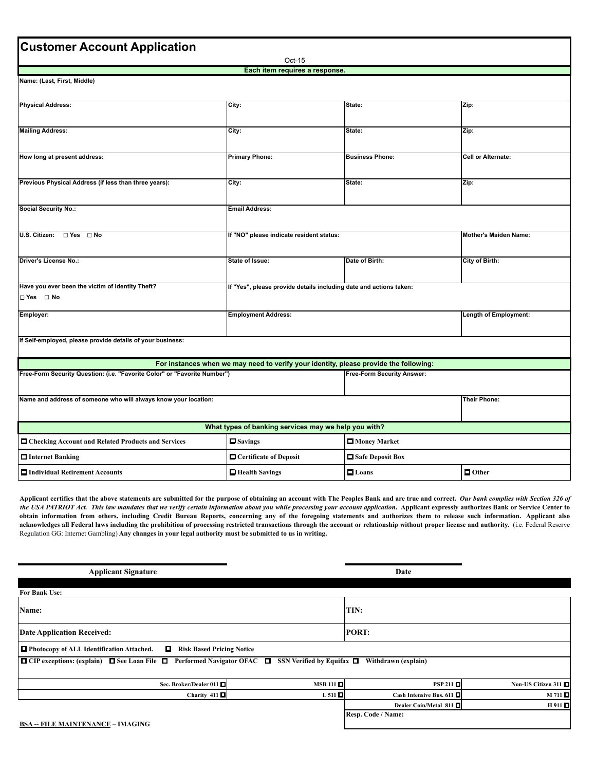# Customer Account Application

Oct-15

**Each item requires a response.**

| | | | |
|---|---|---|---|
| **Name: (Last, First, Middle)** | | | |
| **Physical Address:** | **City:** | **State:** | **Zip:** |
| **Mailing Address:** | **City:** | **State:** | **Zip:** |
| **How long at present address:** | **Primary Phone:** | **Business Phone:** | **Cell or Alternate:** |
| **Previous Physical Address (if less than three years):** | **City:** | **State:** | **Zip:** |
| **Social Security No.:** | **Email Address:** | | |
| **U.S. Citizen:** ☐ **Yes** ☐ **No** | **If "NO" please indicate resident status:** | | **Mother's Maiden Name:** |
| **Driver's License No.:** | **State of Issue:** | **Date of Birth:** | **City of Birth:** |
| **Have you ever been the victim of Identity Theft?** ☐ **Yes** ☐ **No** | **If "Yes", please provide details including date and actions taken:** | | |
| **Employer:** | **Employment Address:** | | **Length of Employment:** |
| **If Self-employed, please provide details of your business:** | | | |

**For instances when we may need to verify your identity, please provide the following:**

| | | |
|---|---|---|
| **Free-Form Security Question: (i.e. "Favorite Color" or "Favorite Number")** | **Free-Form Security Answer:** | |
| **Name and address of someone who will always know your location:** | | **Their Phone:** |

**What types of banking services may we help you with?**

| | | | |
|---|---|---|---|
| ☐ **Checking Account and Related Products and Services** | ☐ **Savings** | ☐ **Money Market** | |
| ☐ **Internet Banking** | ☐ **Certificate of Deposit** | ☐ **Safe Deposit Box** | |
| ☐ **Individual Retirement Accounts** | ☐ **Health Savings** | ☐ **Loans** | ☐ **Other** |

**Applicant certifies that the above statements are submitted for the purpose of obtaining an account with The Peoples Bank and are true and correct.** ***Our bank complies with Section 326 of the USA PATRIOT Act. This law mandates that we verify certain information about you while processing your account application*****. Applicant expressly authorizes Bank or Service Center to obtain information from others, including Credit Bureau Reports, concerning any of the foregoing statements and authorizes them to release such information. Applicant also acknowledges all Federal laws including the prohibition of processing restricted transactions through the account or relationship without proper license and authority.** (i.e. Federal Reserve Regulation GG: Internet Gambling) **Any changes in your legal authority must be submitted to us in writing.**

**Applicant Signature** **Date**

**For Bank Use:**

| | |
|---|---|
| **Name:** | **TIN:** |
| **Date Application Received:** | **PORT:** |

☐ **Photocopy of ALL Identification Attached.** ☐ **Risk Based Pricing Notice**

☐ **CIP exceptions: (explain)** ☐ **See Loan File** ☐ **Performed Navigator OFAC** ☐ **SSN Verified by Equifax** ☐ **Withdrawn (explain)**

| | | | |
|---|---|---|---|
| **Sec. Broker/Dealer 011** ☐ | **MSB 111** ☐ | **PSP 211** ☐ | **Non-US Citizen 311** ☐ |
| **Charity 411** ☐ | **L 511** ☐ | **Cash Intensive Bus. 611** ☐ | **M 711** ☐ |
| | | **Dealer Coin/Metal 811** ☐ | **H 911** ☐ |
| | | **Resp. Code / Name:** | |

**BSA -- FILE MAINTENANCE – IMAGING**